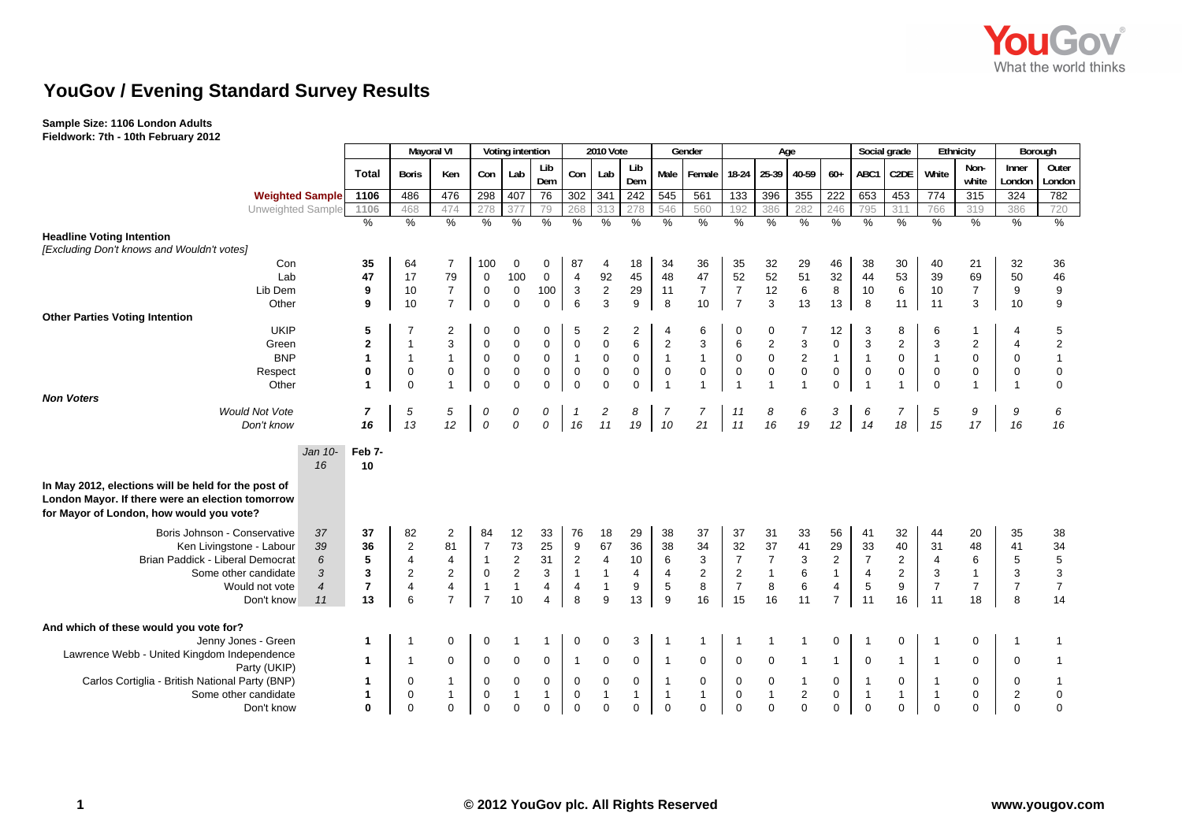# YouGov / Evening Standard Survey Results

**Sample Size: 1106 London Adults**
**Fieldwork: 7th - 10th February 2012**

| | Jan 10-16 | Total | Mayoral VI: Boris | Mayoral VI: Ken | Voting intention: Con | Voting intention: Lab | Voting intention: Lib Dem | 2010 Vote: Con | 2010 Vote: Lab | 2010 Vote: Lib Dem | Gender: Male | Gender: Female | Age: 18-24 | Age: 25-39 | Age: 40-59 | Age: 60+ | Social grade: ABC1 | Social grade: C2DE | Ethnicity: White | Ethnicity: Non-white | Borough: Inner London | Borough: Outer London |
|---|---|---|---|---|---|---|---|---|---|---|---|---|---|---|---|---|---|---|---|---|---|---|
| **Weighted Sample** | | 1106 | 486 | 476 | 298 | 407 | 76 | 302 | 341 | 242 | 545 | 561 | 133 | 396 | 355 | 222 | 653 | 453 | 774 | 315 | 324 | 782 |
| Unweighted Sample | | 1106 | 468 | 474 | 278 | 377 | 79 | 268 | 313 | 278 | 546 | 560 | 192 | 386 | 282 | 246 | 795 | 311 | 766 | 319 | 386 | 720 |
| | | % | % | % | % | % | % | % | % | % | % | % | % | % | % | % | % | % | % | % | % | % |
| **Headline Voting Intention** *[Excluding Don't knows and Wouldn't votes]* | | | | | | | | | | | | | | | | | | | | | | |
| Con | | **35** | 64 | 7 | 100 | 0 | 0 | 87 | 4 | 18 | 34 | 36 | 35 | 32 | 29 | 46 | 38 | 30 | 40 | 21 | 32 | 36 |
| Lab | | **47** | 17 | 79 | 0 | 100 | 0 | 4 | 92 | 45 | 48 | 47 | 52 | 52 | 51 | 32 | 44 | 53 | 39 | 69 | 50 | 46 |
| Lib Dem | | **9** | 10 | 7 | 0 | 0 | 100 | 3 | 2 | 29 | 11 | 7 | 7 | 12 | 6 | 8 | 10 | 6 | 10 | 7 | 9 | 9 |
| Other | | **9** | 10 | 7 | 0 | 0 | 0 | 6 | 3 | 9 | 8 | 10 | 7 | 3 | 13 | 13 | 8 | 11 | 11 | 3 | 10 | 9 |
| **Other Parties Voting Intention** | | | | | | | | | | | | | | | | | | | | | | |
| UKIP | | **5** | 7 | 2 | 0 | 0 | 0 | 5 | 2 | 2 | 4 | 6 | 0 | 0 | 7 | 12 | 3 | 8 | 6 | 1 | 4 | 5 |
| Green | | **2** | 1 | 3 | 0 | 0 | 0 | 0 | 0 | 6 | 2 | 3 | 6 | 2 | 3 | 0 | 3 | 2 | 3 | 2 | 4 | 2 |
| BNP | | **1** | 1 | 1 | 0 | 0 | 0 | 1 | 0 | 0 | 1 | 1 | 0 | 0 | 2 | 1 | 1 | 0 | 1 | 0 | 0 | 1 |
| Respect | | **0** | 0 | 0 | 0 | 0 | 0 | 0 | 0 | 0 | 0 | 0 | 0 | 0 | 0 | 0 | 0 | 0 | 0 | 0 | 0 | 0 |
| Other | | **1** | 0 | 1 | 0 | 0 | 0 | 0 | 0 | 0 | 1 | 1 | 1 | 1 | 1 | 0 | 1 | 1 | 0 | 1 | 1 | 0 |
| ***Non Voters*** | | | | | | | | | | | | | | | | | | | | | | |
| *Would Not Vote* | | ***7*** | *5* | *5* | *0* | *0* | *0* | *1* | *2* | *8* | *7* | *7* | *11* | *8* | *6* | *3* | *6* | *7* | *5* | *9* | *9* | *6* |
| *Don't know* | | ***16*** | *13* | *12* | *0* | *0* | *0* | *16* | *11* | *19* | *10* | *21* | *11* | *16* | *19* | *12* | *14* | *18* | *15* | *17* | *16* | *16* |
| | *Jan 10-16* | **Feb 7-10** | | | | | | | | | | | | | | | | | | | | |
| **In May 2012, elections will be held for the post of London Mayor. If there were an election tomorrow for Mayor of London, how would you vote?** | | | | | | | | | | | | | | | | | | | | | | |
| Boris Johnson - Conservative | *37* | **37** | 82 | 2 | 84 | 12 | 33 | 76 | 18 | 29 | 38 | 37 | 37 | 31 | 33 | 56 | 41 | 32 | 44 | 20 | 35 | 38 |
| Ken Livingstone - Labour | *39* | **36** | 2 | 81 | 7 | 73 | 25 | 9 | 67 | 36 | 38 | 34 | 32 | 37 | 41 | 29 | 33 | 40 | 31 | 48 | 41 | 34 |
| Brian Paddick - Liberal Democrat | *6* | **5** | 4 | 4 | 1 | 2 | 31 | 2 | 4 | 10 | 6 | 3 | 7 | 7 | 3 | 2 | 7 | 2 | 4 | 6 | 5 | 5 |
| Some other candidate | *3* | **3** | 2 | 2 | 0 | 2 | 3 | 1 | 1 | 4 | 4 | 2 | 2 | 1 | 6 | 1 | 4 | 2 | 3 | 1 | 3 | 3 |
| Would not vote | *4* | **7** | 4 | 4 | 1 | 1 | 4 | 4 | 1 | 9 | 5 | 8 | 7 | 8 | 6 | 4 | 5 | 9 | 7 | 7 | 7 | 7 |
| Don't know | *11* | **13** | 6 | 7 | 7 | 10 | 4 | 8 | 9 | 13 | 9 | 16 | 15 | 16 | 11 | 7 | 11 | 16 | 11 | 18 | 8 | 14 |
| **And which of these would you vote for?** | | | | | | | | | | | | | | | | | | | | | | |
| Jenny Jones - Green | | **1** | 1 | 0 | 0 | 1 | 1 | 0 | 0 | 3 | 1 | 1 | 1 | 1 | 1 | 0 | 1 | 0 | 1 | 0 | 1 | 1 |
| Lawrence Webb - United Kingdom Independence Party (UKIP) | | **1** | 1 | 0 | 0 | 0 | 0 | 1 | 0 | 0 | 1 | 0 | 0 | 0 | 1 | 1 | 0 | 1 | 1 | 0 | 0 | 1 |
| Carlos Cortiglia - British National Party (BNP) | | **1** | 0 | 1 | 0 | 0 | 0 | 0 | 0 | 0 | 1 | 0 | 0 | 0 | 1 | 0 | 1 | 0 | 1 | 0 | 0 | 1 |
| Some other candidate | | **1** | 0 | 1 | 0 | 1 | 1 | 0 | 1 | 1 | 1 | 1 | 0 | 1 | 2 | 0 | 1 | 1 | 1 | 0 | 2 | 0 |
| Don't know | | **0** | 0 | 0 | 0 | 0 | 0 | 0 | 0 | 0 | 0 | 0 | 0 | 0 | 0 | 0 | 0 | 0 | 0 | 0 | 0 | 0 |

© 2012 YouGov plc. All Rights Reserved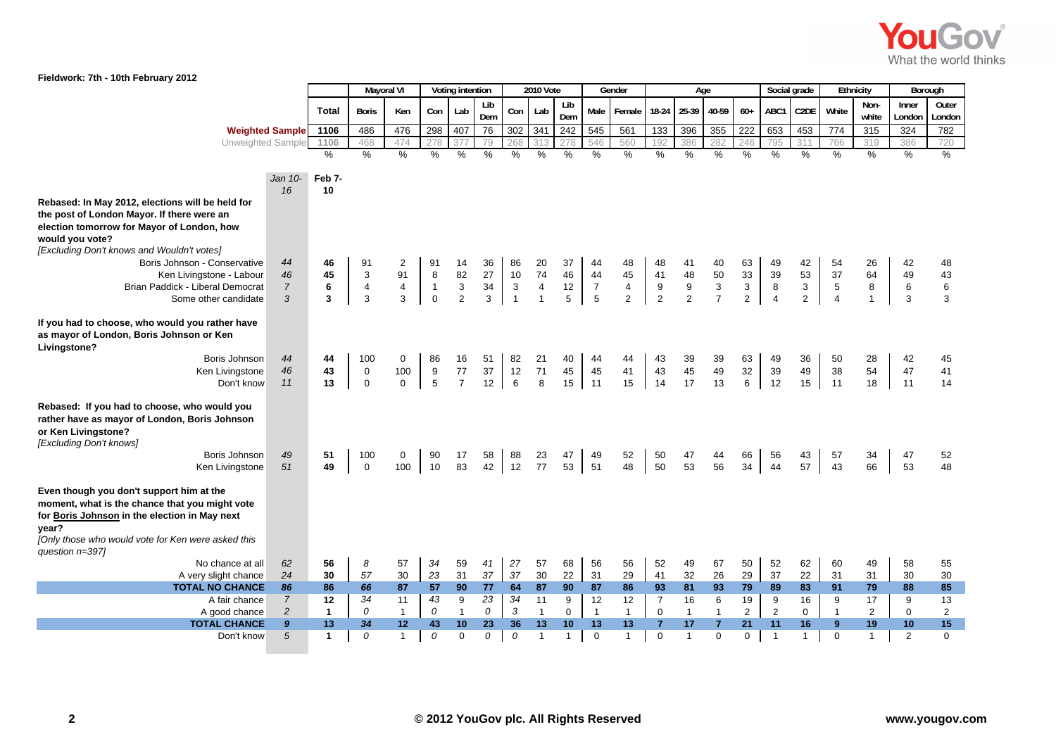**Fieldwork: 7th - 10th February 2012**

| | Jan 10-16 | Total | Mayoral VI Boris | Mayoral VI Ken | Voting intention Con | Voting intention Lab | Voting intention Lib Dem | 2010 Vote Con | 2010 Vote Lab | 2010 Vote Lib Dem | Gender Male | Gender Female | Age 18-24 | Age 25-39 | Age 40-59 | Age 60+ | Social grade ABC1 | Social grade C2DE | Ethnicity White | Ethnicity Non-white | Borough Inner London | Borough Outer London |
|---|---|---|---|---|---|---|---|---|---|---|---|---|---|---|---|---|---|---|---|---|---|---|
| **Weighted Sample** | | 1106 | 486 | 476 | 298 | 407 | 76 | 302 | 341 | 242 | 545 | 561 | 133 | 396 | 355 | 222 | 653 | 453 | 774 | 315 | 324 | 782 |
| Unweighted Sample | | 1106 | 468 | 474 | 278 | 377 | 79 | 268 | 313 | 278 | 546 | 560 | 192 | 386 | 282 | 246 | 795 | 311 | 766 | 319 | 386 | 720 |
| | | % | % | % | % | % | % | % | % | % | % | % | % | % | % | % | % | % | % | % | % | % |
| | *Jan 10-16* | **Feb 7-10** | | | | | | | | | | | | | | | | | | | | |
| **Rebased: In May 2012, elections will be held for the post of London Mayor. If there were an election tomorrow for Mayor of London, how would you vote?** *[Excluding Don't knows and Wouldn't votes]* | | | | | | | | | | | | | | | | | | | | | | |
| Boris Johnson - Conservative | *44* | **46** | 91 | 2 | 91 | 14 | 36 | 86 | 20 | 37 | 44 | 48 | 48 | 41 | 40 | 63 | 49 | 42 | 54 | 26 | 42 | 48 |
| Ken Livingstone - Labour | *46* | **45** | 3 | 91 | 8 | 82 | 27 | 10 | 74 | 46 | 44 | 45 | 41 | 48 | 50 | 33 | 39 | 53 | 37 | 64 | 49 | 43 |
| Brian Paddick - Liberal Democrat | *7* | **6** | 4 | 4 | 1 | 3 | 34 | 3 | 4 | 12 | 7 | 4 | 9 | 9 | 3 | 3 | 8 | 3 | 5 | 8 | 6 | 6 |
| Some other candidate | *3* | **3** | 3 | 3 | 0 | 2 | 3 | 1 | 1 | 5 | 5 | 2 | 2 | 2 | 7 | 2 | 4 | 2 | 4 | 1 | 3 | 3 |
| **If you had to choose, who would you rather have as mayor of London, Boris Johnson or Ken Livingstone?** | | | | | | | | | | | | | | | | | | | | | | |
| Boris Johnson | *44* | **44** | 100 | 0 | 86 | 16 | 51 | 82 | 21 | 40 | 44 | 44 | 43 | 39 | 39 | 63 | 49 | 36 | 50 | 28 | 42 | 45 |
| Ken Livingstone | *46* | **43** | 0 | 100 | 9 | 77 | 37 | 12 | 71 | 45 | 45 | 41 | 43 | 45 | 49 | 32 | 39 | 49 | 38 | 54 | 47 | 41 |
| Don't know | *11* | **13** | 0 | 0 | 5 | 7 | 12 | 6 | 8 | 15 | 11 | 15 | 14 | 17 | 13 | 6 | 12 | 15 | 11 | 18 | 11 | 14 |
| **Rebased: If you had to choose, who would you rather have as mayor of London, Boris Johnson or Ken Livingstone?** *[Excluding Don't knows]* | | | | | | | | | | | | | | | | | | | | | | |
| Boris Johnson | *49* | **51** | 100 | 0 | 90 | 17 | 58 | 88 | 23 | 47 | 49 | 52 | 50 | 47 | 44 | 66 | 56 | 43 | 57 | 34 | 47 | 52 |
| Ken Livingstone | *51* | **49** | 0 | 100 | 10 | 83 | 42 | 12 | 77 | 53 | 51 | 48 | 50 | 53 | 56 | 34 | 44 | 57 | 43 | 66 | 53 | 48 |
| **Even though you don't support him at the moment, what is the chance that you might vote for Boris Johnson in the election in May next year?** *[Only those who would vote for Ken were asked this question n=397]* | | | | | | | | | | | | | | | | | | | | | | |
| No chance at all | *62* | **56** | *8* | 57 | *34* | 59 | *41* | *27* | 57 | 68 | 56 | 56 | 52 | 49 | 67 | 50 | 52 | 62 | 60 | 49 | 58 | 55 |
| A very slight chance | *24* | **30** | *57* | 30 | *23* | 31 | *37* | *37* | 30 | 22 | 31 | 29 | 41 | 32 | 26 | 29 | 37 | 22 | 31 | 31 | 30 | 30 |
| **TOTAL NO CHANCE** | ***86*** | **86** | ***66*** | **87** | ***57*** | **90** | ***77*** | ***64*** | **87** | **90** | **87** | **86** | **93** | **81** | **93** | **79** | **89** | **83** | **91** | **79** | **88** | **85** |
| A fair chance | *7* | **12** | *34* | 11 | *43* | 9 | *23* | *34* | 11 | 9 | 12 | 12 | 7 | 16 | 6 | 19 | 9 | 16 | 9 | 17 | 9 | 13 |
| A good chance | *2* | **1** | *0* | 1 | *0* | 1 | *0* | *3* | 1 | 0 | 1 | 1 | 0 | 1 | 1 | 2 | 2 | 0 | 1 | 2 | 0 | 2 |
| **TOTAL CHANCE** | ***9*** | **13** | ***34*** | **12** | ***43*** | **10** | ***23*** | ***36*** | **13** | **10** | **13** | **13** | **7** | **17** | **7** | **21** | **11** | **16** | **9** | **19** | **10** | **15** |
| Don't know | *5* | **1** | *0* | 1 | *0* | 0 | *0* | *0* | 1 | 1 | 0 | 1 | 0 | 1 | 0 | 0 | 1 | 1 | 0 | 1 | 2 | 0 |

© 2012 YouGov plc. All Rights Reserved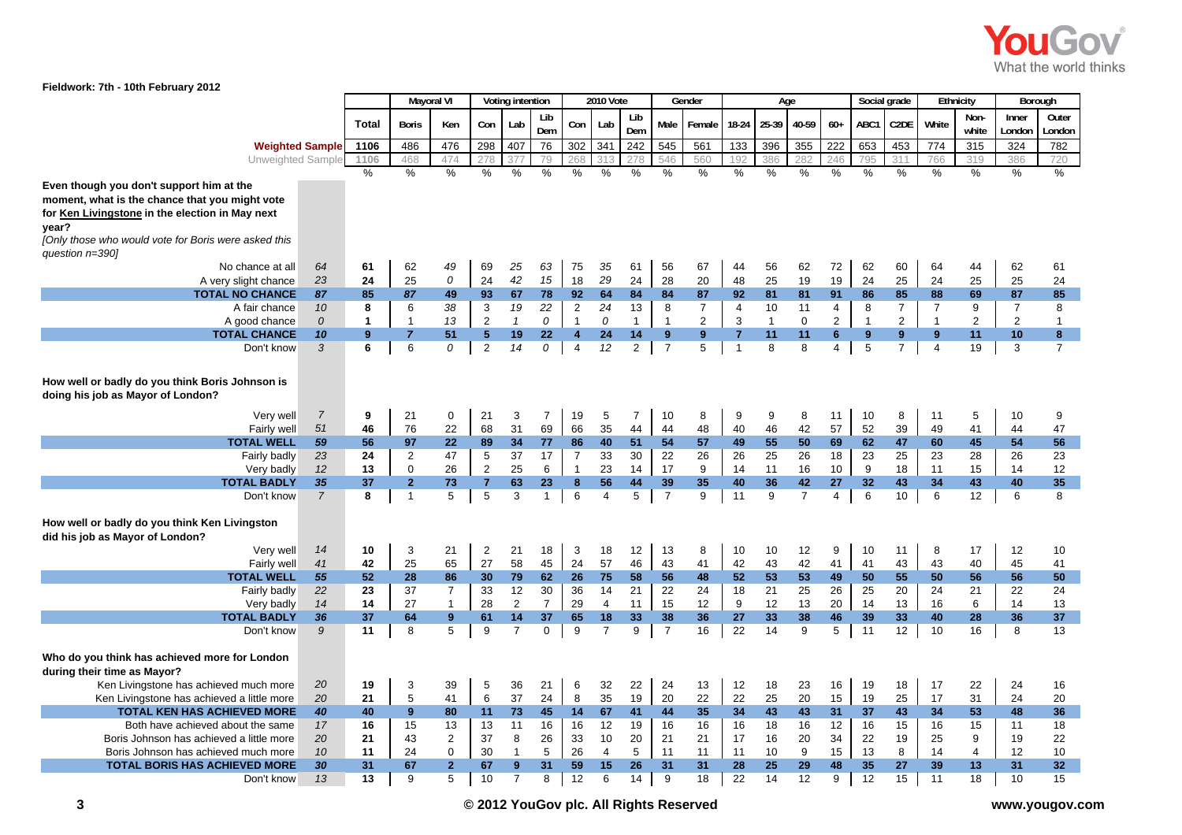Fieldwork: 7th - 10th February 2012

| | | Total | Mayoral VI | | Voting intention | | | 2010 Vote | | | Gender | | Age | | | | Social grade | | Ethnicity | | Borough | |
|---|---|---|---|---|---|---|---|---|---|---|---|---|---|---|---|---|---|---|---|---|---|---|
| | | | Boris | Ken | Con | Lab | Lib Dem | Con | Lab | Lib Dem | Male | Female | 18-24 | 25-39 | 40-59 | 60+ | ABC1 | C2DE | White | Non-white | Inner London | Outer London |
| Weighted Sample | | 1106 | 486 | 476 | 298 | 407 | 76 | 302 | 341 | 242 | 545 | 561 | 133 | 396 | 355 | 222 | 653 | 453 | 774 | 315 | 324 | 782 |
| Unweighted Sample | | 1106 | 468 | 474 | 278 | 377 | 79 | 268 | 313 | 278 | 546 | 560 | 192 | 386 | 282 | 246 | 795 | 311 | 766 | 319 | 386 | 720 |
| | | % | % | % | % | % | % | % | % | % | % | % | % | % | % | % | % | % | % | % | % | % |
| **Even though you don't support him at the moment, what is the chance that you might vote for Ken Livingstone in the election in May next year?** *[Only those who would vote for Boris were asked this question n=390]* | | | | | | | | | | | | | | | | | | | | | | |
| No chance at all | 64 | 61 | 62 | 49 | 69 | 25 | 63 | 75 | 35 | 61 | 56 | 67 | 44 | 56 | 62 | 72 | 62 | 60 | 64 | 44 | 62 | 61 |
| A very slight chance | 23 | 24 | 25 | 0 | 24 | 42 | 15 | 18 | 29 | 24 | 28 | 20 | 48 | 25 | 19 | 19 | 24 | 25 | 24 | 25 | 25 | 24 |
| **TOTAL NO CHANCE** | 87 | 85 | 87 | 49 | 93 | 67 | 78 | 92 | 64 | 84 | 84 | 87 | 92 | 81 | 81 | 91 | 86 | 85 | 88 | 69 | 87 | 85 |
| A fair chance | 10 | 8 | 6 | 38 | 3 | 19 | 22 | 2 | 24 | 13 | 8 | 7 | 4 | 10 | 11 | 4 | 8 | 7 | 7 | 9 | 7 | 8 |
| A good chance | 0 | 1 | 1 | 13 | 2 | 1 | 0 | 1 | 0 | 1 | 1 | 2 | 3 | 1 | 0 | 2 | 1 | 2 | 1 | 2 | 2 | 1 |
| **TOTAL CHANCE** | 10 | 9 | 7 | 51 | 5 | 19 | 22 | 4 | 24 | 14 | 9 | 9 | 7 | 11 | 11 | 6 | 9 | 9 | 9 | 11 | 10 | 8 |
| Don't know | 3 | 6 | 6 | 0 | 2 | 14 | 0 | 4 | 12 | 2 | 7 | 5 | 1 | 8 | 8 | 4 | 5 | 7 | 4 | 19 | 3 | 7 |
| **How well or badly do you think Boris Johnson is doing his job as Mayor of London?** | | | | | | | | | | | | | | | | | | | | | | |
| Very well | 7 | 9 | 21 | 0 | 21 | 3 | 7 | 19 | 5 | 7 | 10 | 8 | 9 | 9 | 8 | 11 | 10 | 8 | 11 | 5 | 10 | 9 |
| Fairly well | 51 | 46 | 76 | 22 | 68 | 31 | 69 | 66 | 35 | 44 | 44 | 48 | 40 | 46 | 42 | 57 | 52 | 39 | 49 | 41 | 44 | 47 |
| **TOTAL WELL** | 59 | 56 | 97 | 22 | 89 | 34 | 77 | 86 | 40 | 51 | 54 | 57 | 49 | 55 | 50 | 69 | 62 | 47 | 60 | 45 | 54 | 56 |
| Fairly badly | 23 | 24 | 2 | 47 | 5 | 37 | 17 | 7 | 33 | 30 | 22 | 26 | 26 | 25 | 26 | 18 | 23 | 25 | 23 | 28 | 26 | 23 |
| Very badly | 12 | 13 | 0 | 26 | 2 | 25 | 6 | 1 | 23 | 14 | 17 | 9 | 14 | 11 | 16 | 10 | 9 | 18 | 11 | 15 | 14 | 12 |
| **TOTAL BADLY** | 35 | 37 | 2 | 73 | 7 | 63 | 23 | 8 | 56 | 44 | 39 | 35 | 40 | 36 | 42 | 27 | 32 | 43 | 34 | 43 | 40 | 35 |
| Don't know | 7 | 8 | 1 | 5 | 5 | 3 | 1 | 6 | 4 | 5 | 7 | 9 | 11 | 9 | 7 | 4 | 6 | 10 | 6 | 12 | 6 | 8 |
| **How well or badly do you think Ken Livingston did his job as Mayor of London?** | | | | | | | | | | | | | | | | | | | | | | |
| Very well | 14 | 10 | 3 | 21 | 2 | 21 | 18 | 3 | 18 | 12 | 13 | 8 | 10 | 10 | 12 | 9 | 10 | 11 | 8 | 17 | 12 | 10 |
| Fairly well | 41 | 42 | 25 | 65 | 27 | 58 | 45 | 24 | 57 | 46 | 43 | 41 | 42 | 43 | 42 | 41 | 41 | 43 | 43 | 40 | 45 | 41 |
| **TOTAL WELL** | 55 | 52 | 28 | 86 | 30 | 79 | 62 | 26 | 75 | 58 | 56 | 48 | 52 | 53 | 53 | 49 | 50 | 55 | 50 | 56 | 56 | 50 |
| Fairly badly | 22 | 23 | 37 | 7 | 33 | 12 | 30 | 36 | 14 | 21 | 22 | 24 | 18 | 21 | 25 | 26 | 25 | 20 | 24 | 21 | 22 | 24 |
| Very badly | 14 | 14 | 27 | 1 | 28 | 2 | 7 | 29 | 4 | 11 | 15 | 12 | 9 | 12 | 13 | 20 | 14 | 13 | 16 | 6 | 14 | 13 |
| **TOTAL BADLY** | 36 | 37 | 64 | 9 | 61 | 14 | 37 | 65 | 18 | 33 | 38 | 36 | 27 | 33 | 38 | 46 | 39 | 33 | 40 | 28 | 36 | 37 |
| Don't know | 9 | 11 | 8 | 5 | 9 | 7 | 0 | 9 | 7 | 9 | 7 | 16 | 22 | 14 | 9 | 5 | 11 | 12 | 10 | 16 | 8 | 13 |
| **Who do you think has achieved more for London during their time as Mayor?** | | | | | | | | | | | | | | | | | | | | | | |
| Ken Livingstone has achieved much more | 20 | 19 | 3 | 39 | 5 | 36 | 21 | 6 | 32 | 22 | 24 | 13 | 12 | 18 | 23 | 16 | 19 | 18 | 17 | 22 | 24 | 16 |
| Ken Livingstone has achieved a little more | 20 | 21 | 5 | 41 | 6 | 37 | 24 | 8 | 35 | 19 | 20 | 22 | 22 | 25 | 20 | 15 | 19 | 25 | 17 | 31 | 24 | 20 |
| **TOTAL KEN HAS ACHIEVED MORE** | 40 | 40 | 9 | 80 | 11 | 73 | 45 | 14 | 67 | 41 | 44 | 35 | 34 | 43 | 43 | 31 | 37 | 43 | 34 | 53 | 48 | 36 |
| Both have achieved about the same | 17 | 16 | 15 | 13 | 13 | 11 | 16 | 16 | 12 | 19 | 16 | 16 | 16 | 18 | 16 | 12 | 16 | 15 | 16 | 15 | 11 | 18 |
| Boris Johnson has achieved a little more | 20 | 21 | 43 | 2 | 37 | 8 | 26 | 33 | 10 | 20 | 21 | 21 | 17 | 16 | 20 | 34 | 22 | 19 | 25 | 9 | 19 | 22 |
| Boris Johnson has achieved much more | 10 | 11 | 24 | 0 | 30 | 1 | 5 | 26 | 4 | 5 | 11 | 11 | 11 | 10 | 9 | 15 | 13 | 8 | 14 | 4 | 12 | 10 |
| **TOTAL BORIS HAS ACHIEVED MORE** | 30 | 31 | 67 | 2 | 67 | 9 | 31 | 59 | 15 | 26 | 31 | 31 | 28 | 25 | 29 | 48 | 35 | 27 | 39 | 13 | 31 | 32 |
| Don't know | 13 | 13 | 9 | 5 | 10 | 7 | 8 | 12 | 6 | 14 | 9 | 18 | 22 | 14 | 12 | 9 | 12 | 15 | 11 | 18 | 10 | 15 |

© 2012 YouGov plc. All Rights Reserved

www.yougov.com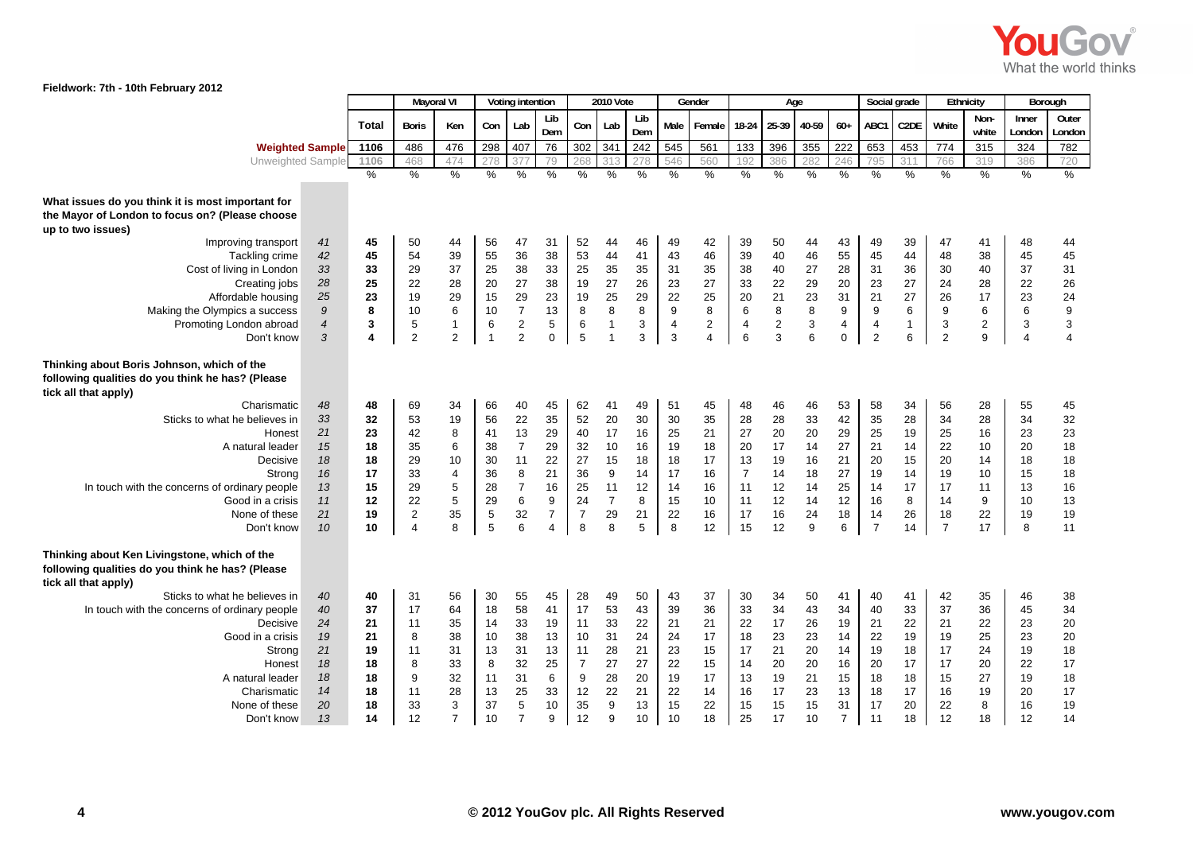Fieldwork: 7th - 10th February 2012

| | | Total | Mayoral VI | | Voting intention | | | 2010 Vote | | | Gender | | Age | | | | Social grade | | Ethnicity | | Borough | |
|---|---|---|---|---|---|---|---|---|---|---|---|---|---|---|---|---|---|---|---|---|---|---|
| | | | Boris | Ken | Con | Lab | Lib Dem | Con | Lab | Lib Dem | Male | Female | 18-24 | 25-39 | 40-59 | 60+ | ABC1 | C2DE | White | Non-white | Inner London | Outer London |
| Weighted Sample | | 1106 | 486 | 476 | 298 | 407 | 76 | 302 | 341 | 242 | 545 | 561 | 133 | 396 | 355 | 222 | 653 | 453 | 774 | 315 | 324 | 782 |
| Unweighted Sample | | 1106 | 468 | 474 | 278 | 377 | 79 | 268 | 313 | 278 | 546 | 560 | 192 | 386 | 282 | 246 | 795 | 311 | 766 | 319 | 386 | 720 |
| | | % | % | % | % | % | % | % | % | % | % | % | % | % | % | % | % | % | % | % | % | % |
| **What issues do you think it is most important for the Mayor of London to focus on? (Please choose up to two issues)** | | | | | | | | | | | | | | | | | | | | | | |
| Improving transport | 41 | 45 | 50 | 44 | 56 | 47 | 31 | 52 | 44 | 46 | 49 | 42 | 39 | 50 | 44 | 43 | 49 | 39 | 47 | 41 | 48 | 44 |
| Tackling crime | 42 | 45 | 54 | 39 | 55 | 36 | 38 | 53 | 44 | 41 | 43 | 46 | 39 | 40 | 46 | 55 | 45 | 44 | 48 | 38 | 45 | 45 |
| Cost of living in London | 33 | 33 | 29 | 37 | 25 | 38 | 33 | 25 | 35 | 35 | 31 | 35 | 38 | 40 | 27 | 28 | 31 | 36 | 30 | 40 | 37 | 31 |
| Creating jobs | 28 | 25 | 22 | 28 | 20 | 27 | 38 | 19 | 27 | 26 | 23 | 27 | 33 | 22 | 29 | 20 | 23 | 27 | 24 | 28 | 22 | 26 |
| Affordable housing | 25 | 23 | 19 | 29 | 15 | 29 | 23 | 19 | 25 | 29 | 22 | 25 | 20 | 21 | 23 | 31 | 21 | 27 | 26 | 17 | 23 | 24 |
| Making the Olympics a success | 9 | 8 | 10 | 6 | 10 | 7 | 13 | 8 | 8 | 8 | 9 | 8 | 6 | 8 | 8 | 9 | 9 | 6 | 9 | 6 | 6 | 9 |
| Promoting London abroad | 4 | 3 | 5 | 1 | 6 | 2 | 5 | 6 | 1 | 3 | 4 | 2 | 4 | 2 | 3 | 4 | 4 | 1 | 3 | 2 | 3 | 3 |
| Don't know | 3 | 4 | 2 | 2 | 1 | 2 | 0 | 5 | 1 | 3 | 3 | 4 | 6 | 3 | 6 | 0 | 2 | 6 | 2 | 9 | 4 | 4 |
| **Thinking about Boris Johnson, which of the following qualities do you think he has? (Please tick all that apply)** | | | | | | | | | | | | | | | | | | | | | | |
| Charismatic | 48 | 48 | 69 | 34 | 66 | 40 | 45 | 62 | 41 | 49 | 51 | 45 | 48 | 46 | 46 | 53 | 58 | 34 | 56 | 28 | 55 | 45 |
| Sticks to what he believes in | 33 | 32 | 53 | 19 | 56 | 22 | 35 | 52 | 20 | 30 | 30 | 35 | 28 | 28 | 33 | 42 | 35 | 28 | 34 | 28 | 34 | 32 |
| Honest | 21 | 23 | 42 | 8 | 41 | 13 | 29 | 40 | 17 | 16 | 25 | 21 | 27 | 20 | 20 | 29 | 25 | 19 | 25 | 16 | 23 | 23 |
| A natural leader | 15 | 18 | 35 | 6 | 38 | 7 | 29 | 32 | 10 | 16 | 19 | 18 | 20 | 17 | 14 | 27 | 21 | 14 | 22 | 10 | 20 | 18 |
| Decisive | 18 | 18 | 29 | 10 | 30 | 11 | 22 | 27 | 15 | 18 | 18 | 17 | 13 | 19 | 16 | 21 | 20 | 15 | 20 | 14 | 18 | 18 |
| Strong | 16 | 17 | 33 | 4 | 36 | 8 | 21 | 36 | 9 | 14 | 17 | 16 | 7 | 14 | 18 | 27 | 19 | 14 | 19 | 10 | 15 | 18 |
| In touch with the concerns of ordinary people | 13 | 15 | 29 | 5 | 28 | 7 | 16 | 25 | 11 | 12 | 14 | 16 | 11 | 12 | 14 | 25 | 14 | 17 | 17 | 11 | 13 | 16 |
| Good in a crisis | 11 | 12 | 22 | 5 | 29 | 6 | 9 | 24 | 7 | 8 | 15 | 10 | 11 | 12 | 14 | 12 | 16 | 8 | 14 | 9 | 10 | 13 |
| None of these | 21 | 19 | 2 | 35 | 5 | 32 | 7 | 7 | 29 | 21 | 22 | 16 | 17 | 16 | 24 | 18 | 14 | 26 | 18 | 22 | 19 | 19 |
| Don't know | 10 | 10 | 4 | 8 | 5 | 6 | 4 | 8 | 8 | 5 | 8 | 12 | 15 | 12 | 9 | 6 | 7 | 14 | 7 | 17 | 8 | 11 |
| **Thinking about Ken Livingstone, which of the following qualities do you think he has? (Please tick all that apply)** | | | | | | | | | | | | | | | | | | | | | | |
| Sticks to what he believes in | 40 | 40 | 31 | 56 | 30 | 55 | 45 | 28 | 49 | 50 | 43 | 37 | 30 | 34 | 50 | 41 | 40 | 41 | 42 | 35 | 46 | 38 |
| In touch with the concerns of ordinary people | 40 | 37 | 17 | 64 | 18 | 58 | 41 | 17 | 53 | 43 | 39 | 36 | 33 | 34 | 43 | 34 | 40 | 33 | 37 | 36 | 45 | 34 |
| Decisive | 24 | 21 | 11 | 35 | 14 | 33 | 19 | 11 | 33 | 22 | 21 | 21 | 22 | 17 | 26 | 19 | 21 | 22 | 21 | 22 | 23 | 20 |
| Good in a crisis | 19 | 21 | 8 | 38 | 10 | 38 | 13 | 10 | 31 | 24 | 24 | 17 | 18 | 23 | 23 | 14 | 22 | 19 | 19 | 25 | 23 | 20 |
| Strong | 21 | 19 | 11 | 31 | 13 | 31 | 13 | 11 | 28 | 21 | 23 | 15 | 17 | 21 | 20 | 14 | 19 | 18 | 17 | 24 | 19 | 18 |
| Honest | 18 | 18 | 8 | 33 | 8 | 32 | 25 | 7 | 27 | 27 | 22 | 15 | 14 | 20 | 20 | 16 | 20 | 17 | 17 | 20 | 22 | 17 |
| A natural leader | 18 | 18 | 9 | 32 | 11 | 31 | 6 | 9 | 28 | 20 | 19 | 17 | 13 | 19 | 21 | 15 | 18 | 18 | 15 | 27 | 19 | 18 |
| Charismatic | 14 | 18 | 11 | 28 | 13 | 25 | 33 | 12 | 22 | 21 | 22 | 14 | 16 | 17 | 23 | 13 | 18 | 17 | 16 | 19 | 20 | 17 |
| None of these | 20 | 18 | 33 | 3 | 37 | 5 | 10 | 35 | 9 | 13 | 15 | 22 | 15 | 15 | 15 | 31 | 17 | 20 | 22 | 8 | 16 | 19 |
| Don't know | 13 | 14 | 12 | 7 | 10 | 7 | 9 | 12 | 9 | 10 | 10 | 18 | 25 | 17 | 10 | 7 | 11 | 18 | 12 | 18 | 12 | 14 |

© 2012 YouGov plc. All Rights Reserved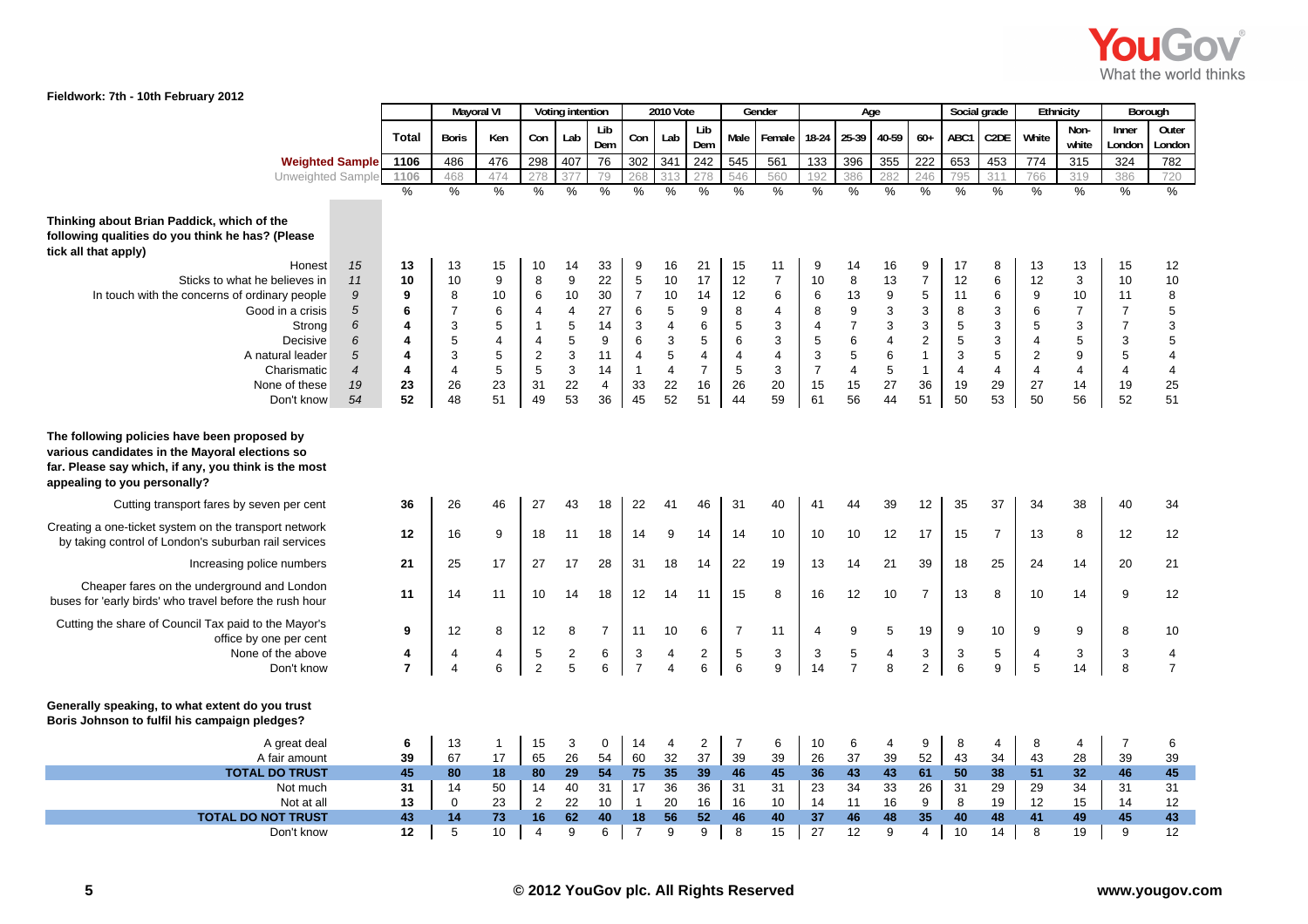Fieldwork: 7th - 10th February 2012

| | | Total | Mayoral VI | | Voting intention | | | 2010 Vote | | | Gender | | Age | | | | Social grade | | Ethnicity | | Borough | |
|---|---|---|---|---|---|---|---|---|---|---|---|---|---|---|---|---|---|---|---|---|---|---|
| | | | Boris | Ken | Con | Lab | Lib Dem | Con | Lab | Lib Dem | Male | Female | 18-24 | 25-39 | 40-59 | 60+ | ABC1 | C2DE | White | Non-white | Inner London | Outer London |
| Weighted Sample | | 1106 | 486 | 476 | 298 | 407 | 76 | 302 | 341 | 242 | 545 | 561 | 133 | 396 | 355 | 222 | 653 | 453 | 774 | 315 | 324 | 782 |
| Unweighted Sample | | 1106 | 468 | 474 | 278 | 377 | 79 | 268 | 313 | 278 | 546 | 560 | 192 | 386 | 282 | 246 | 795 | 311 | 766 | 319 | 386 | 720 |
| | | % | % | % | % | % | % | % | % | % | % | % | % | % | % | % | % | % | % | % | % | % |
| **Thinking about Brian Paddick, which of the following qualities do you think he has? (Please tick all that apply)** | | | | | | | | | | | | | | | | | | | | | | |
| Honest | 15 | 13 | 13 | 15 | 10 | 14 | 33 | 9 | 16 | 21 | 15 | 11 | 9 | 14 | 16 | 9 | 17 | 8 | 13 | 13 | 15 | 12 |
| Sticks to what he believes in | 11 | 10 | 10 | 9 | 8 | 9 | 22 | 5 | 10 | 17 | 12 | 7 | 10 | 8 | 13 | 7 | 12 | 6 | 12 | 3 | 10 | 10 |
| In touch with the concerns of ordinary people | 9 | 9 | 8 | 10 | 6 | 10 | 30 | 7 | 10 | 14 | 12 | 6 | 6 | 13 | 9 | 5 | 11 | 6 | 9 | 10 | 11 | 8 |
| Good in a crisis | 5 | 6 | 7 | 6 | 4 | 4 | 27 | 6 | 5 | 9 | 8 | 4 | 8 | 9 | 3 | 3 | 8 | 3 | 6 | 7 | 7 | 5 |
| Strong | 6 | 4 | 3 | 5 | 1 | 5 | 14 | 3 | 4 | 6 | 5 | 3 | 4 | 7 | 3 | 3 | 5 | 3 | 5 | 3 | 7 | 3 |
| Decisive | 6 | 4 | 5 | 4 | 4 | 5 | 9 | 6 | 3 | 5 | 6 | 3 | 5 | 6 | 4 | 2 | 5 | 3 | 4 | 5 | 3 | 5 |
| A natural leader | 5 | 4 | 3 | 5 | 2 | 3 | 11 | 4 | 5 | 4 | 4 | 4 | 3 | 5 | 6 | 1 | 3 | 5 | 2 | 9 | 5 | 4 |
| Charismatic | 4 | 4 | 4 | 5 | 5 | 3 | 14 | 1 | 4 | 7 | 5 | 3 | 7 | 4 | 5 | 1 | 4 | 4 | 4 | 4 | 4 | 4 |
| None of these | 19 | 23 | 26 | 23 | 31 | 22 | 4 | 33 | 22 | 16 | 26 | 20 | 15 | 15 | 27 | 36 | 19 | 29 | 27 | 14 | 19 | 25 |
| Don't know | 54 | 52 | 48 | 51 | 49 | 53 | 36 | 45 | 52 | 51 | 44 | 59 | 61 | 56 | 44 | 51 | 50 | 53 | 50 | 56 | 52 | 51 |
| **The following policies have been proposed by various candidates in the Mayoral elections so far. Please say which, if any, you think is the most appealing to you personally?** | | | | | | | | | | | | | | | | | | | | | | |
| Cutting transport fares by seven per cent | | 36 | 26 | 46 | 27 | 43 | 18 | 22 | 41 | 46 | 31 | 40 | 41 | 44 | 39 | 12 | 35 | 37 | 34 | 38 | 40 | 34 |
| Creating a one-ticket system on the transport network by taking control of London's suburban rail services | | 12 | 16 | 9 | 18 | 11 | 18 | 14 | 9 | 14 | 14 | 10 | 10 | 10 | 12 | 17 | 15 | 7 | 13 | 8 | 12 | 12 |
| Increasing police numbers | | 21 | 25 | 17 | 27 | 17 | 28 | 31 | 18 | 14 | 22 | 19 | 13 | 14 | 21 | 39 | 18 | 25 | 24 | 14 | 20 | 21 |
| Cheaper fares on the underground and London buses for 'early birds' who travel before the rush hour | | 11 | 14 | 11 | 10 | 14 | 18 | 12 | 14 | 11 | 15 | 8 | 16 | 12 | 10 | 7 | 13 | 8 | 10 | 14 | 9 | 12 |
| Cutting the share of Council Tax paid to the Mayor's office by one per cent | | 9 | 12 | 8 | 12 | 8 | 7 | 11 | 10 | 6 | 7 | 11 | 4 | 9 | 5 | 19 | 9 | 10 | 9 | 9 | 8 | 10 |
| None of the above | | 4 | 4 | 4 | 5 | 2 | 6 | 3 | 4 | 2 | 5 | 3 | 3 | 5 | 4 | 3 | 3 | 5 | 4 | 3 | 3 | 4 |
| Don't know | | 7 | 4 | 6 | 2 | 5 | 6 | 7 | 4 | 6 | 6 | 9 | 14 | 7 | 8 | 2 | 6 | 9 | 5 | 14 | 8 | 7 |
| **Generally speaking, to what extent do you trust Boris Johnson to fulfil his campaign pledges?** | | | | | | | | | | | | | | | | | | | | | | |
| A great deal | | 6 | 13 | 1 | 15 | 3 | 0 | 14 | 4 | 2 | 7 | 6 | 10 | 6 | 4 | 9 | 8 | 4 | 8 | 4 | 7 | 6 |
| A fair amount | | 39 | 67 | 17 | 65 | 26 | 54 | 60 | 32 | 37 | 39 | 39 | 26 | 37 | 39 | 52 | 43 | 34 | 43 | 28 | 39 | 39 |
| **TOTAL DO TRUST** | | **45** | **80** | **18** | **80** | **29** | **54** | **75** | **35** | **39** | **46** | **45** | **36** | **43** | **43** | **61** | **50** | **38** | **51** | **32** | **46** | **45** |
| Not much | | 31 | 14 | 50 | 14 | 40 | 31 | 17 | 36 | 36 | 31 | 31 | 23 | 34 | 33 | 26 | 31 | 29 | 29 | 34 | 31 | 31 |
| Not at all | | 13 | 0 | 23 | 2 | 22 | 10 | 1 | 20 | 16 | 16 | 10 | 14 | 11 | 16 | 9 | 8 | 19 | 12 | 15 | 14 | 12 |
| **TOTAL DO NOT TRUST** | | **43** | **14** | **73** | **16** | **62** | **40** | **18** | **56** | **52** | **46** | **40** | **37** | **46** | **48** | **35** | **40** | **48** | **41** | **49** | **45** | **43** |
| Don't know | | 12 | 5 | 10 | 4 | 9 | 6 | 7 | 9 | 9 | 8 | 15 | 27 | 12 | 9 | 4 | 10 | 14 | 8 | 19 | 9 | 12 |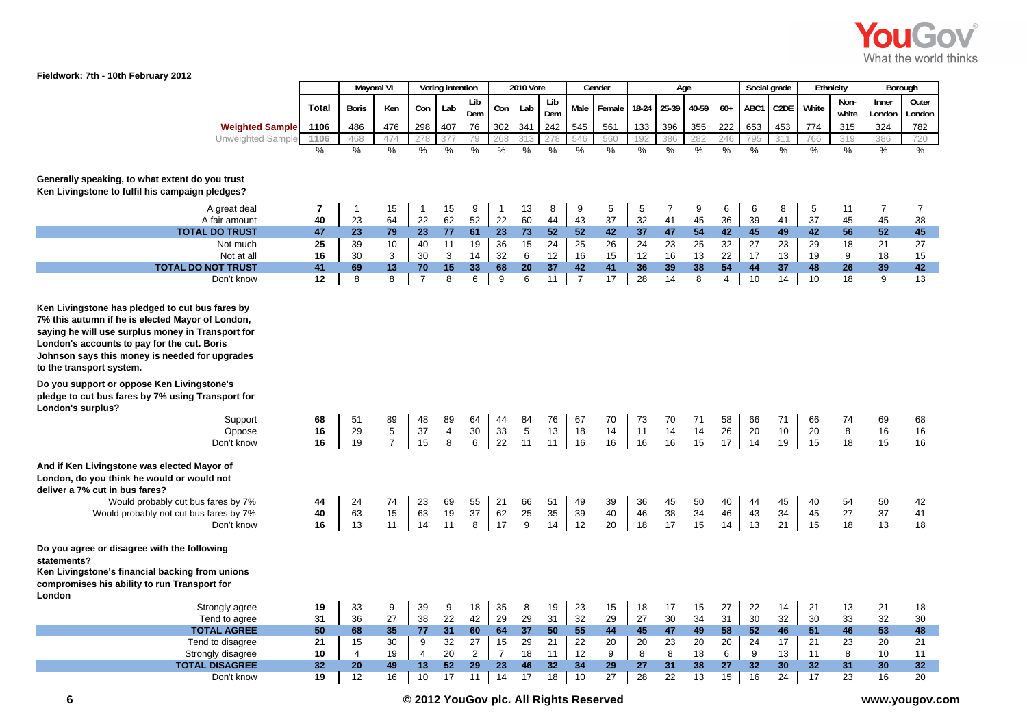Fieldwork: 7th - 10th February 2012

| | Total | Mayoral VI | | Voting intention | | | 2010 Vote | | | Gender | | Age | | | | Social grade | | Ethnicity | | Borough | |
|---|---|---|---|---|---|---|---|---|---|---|---|---|---|---|---|---|---|---|---|---|---|
| | | Boris | Ken | Con | Lab | Lib Dem | Con | Lab | Lib Dem | Male | Female | 18-24 | 25-39 | 40-59 | 60+ | ABC1 | C2DE | White | Non-white | Inner London | Outer London |
| **Weighted Sample** | 1106 | 486 | 476 | 298 | 407 | 76 | 302 | 341 | 242 | 545 | 561 | 133 | 396 | 355 | 222 | 653 | 453 | 774 | 315 | 324 | 782 |
| Unweighted Sample | 1106 | 468 | 474 | 278 | 377 | 79 | 268 | 313 | 278 | 546 | 560 | 192 | 386 | 282 | 246 | 795 | 311 | 766 | 319 | 386 | 720 |
| | % | % | % | % | % | % | % | % | % | % | % | % | % | % | % | % | % | % | % | % | % |
| **Generally speaking, to what extent do you trust Ken Livingstone to fulfil his campaign pledges?** | | | | | | | | | | | | | | | | | | | | | |
| A great deal | 7 | 1 | 15 | 1 | 15 | 9 | 1 | 13 | 8 | 9 | 5 | 5 | 7 | 9 | 6 | 6 | 8 | 5 | 11 | 7 | 7 |
| A fair amount | 40 | 23 | 64 | 22 | 62 | 52 | 22 | 60 | 44 | 43 | 37 | 32 | 41 | 45 | 36 | 39 | 41 | 37 | 45 | 45 | 38 |
| **TOTAL DO TRUST** | **47** | **23** | **79** | **23** | **77** | **61** | **23** | **73** | **52** | **52** | **42** | **37** | **47** | **54** | **42** | **45** | **49** | **42** | **56** | **52** | **45** |
| Not much | 25 | 39 | 10 | 40 | 11 | 19 | 36 | 15 | 24 | 25 | 26 | 24 | 23 | 25 | 32 | 27 | 23 | 29 | 18 | 21 | 27 |
| Not at all | 16 | 30 | 3 | 30 | 3 | 14 | 32 | 6 | 12 | 16 | 15 | 12 | 16 | 13 | 22 | 17 | 13 | 19 | 9 | 18 | 15 |
| **TOTAL DO NOT TRUST** | **41** | **69** | **13** | **70** | **15** | **33** | **68** | **20** | **37** | **42** | **41** | **36** | **39** | **38** | **54** | **44** | **37** | **48** | **26** | **39** | **42** |
| Don't know | 12 | 8 | 8 | 7 | 8 | 6 | 9 | 6 | 11 | 7 | 17 | 28 | 14 | 8 | 4 | 10 | 14 | 10 | 18 | 9 | 13 |
| **Ken Livingstone has pledged to cut bus fares by 7% this autumn if he is elected Mayor of London, saying he will use surplus money in Transport for London's accounts to pay for the cut. Boris Johnson says this money is needed for upgrades to the transport system.** | | | | | | | | | | | | | | | | | | | | | |
| **Do you support or oppose Ken Livingstone's pledge to cut bus fares by 7% using Transport for London's surplus?** | | | | | | | | | | | | | | | | | | | | | |
| Support | 68 | 51 | 89 | 48 | 89 | 64 | 44 | 84 | 76 | 67 | 70 | 73 | 70 | 71 | 58 | 66 | 71 | 66 | 74 | 69 | 68 |
| Oppose | 16 | 29 | 5 | 37 | 4 | 30 | 33 | 5 | 13 | 18 | 14 | 11 | 14 | 14 | 26 | 20 | 10 | 20 | 8 | 16 | 16 |
| Don't know | 16 | 19 | 7 | 15 | 8 | 6 | 22 | 11 | 11 | 16 | 16 | 16 | 16 | 15 | 17 | 14 | 19 | 15 | 18 | 15 | 16 |
| **And if Ken Livingstone was elected Mayor of London, do you think he would or would not deliver a 7% cut in bus fares?** | | | | | | | | | | | | | | | | | | | | | |
| Would probably cut bus fares by 7% | 44 | 24 | 74 | 23 | 69 | 55 | 21 | 66 | 51 | 49 | 39 | 36 | 45 | 50 | 40 | 44 | 45 | 40 | 54 | 50 | 42 |
| Would probably not cut bus fares by 7% | 40 | 63 | 15 | 63 | 19 | 37 | 62 | 25 | 35 | 39 | 40 | 46 | 38 | 34 | 46 | 43 | 34 | 45 | 27 | 37 | 41 |
| Don't know | 16 | 13 | 11 | 14 | 11 | 8 | 17 | 9 | 14 | 12 | 20 | 18 | 17 | 15 | 14 | 13 | 21 | 15 | 18 | 13 | 18 |
| **Do you agree or disagree with the following statements?** | | | | | | | | | | | | | | | | | | | | | |
| **Ken Livingstone's financial backing from unions compromises his ability to run Transport for London** | | | | | | | | | | | | | | | | | | | | | |
| Strongly agree | 19 | 33 | 9 | 39 | 9 | 18 | 35 | 8 | 19 | 23 | 15 | 18 | 17 | 15 | 27 | 22 | 14 | 21 | 13 | 21 | 18 |
| Tend to agree | 31 | 36 | 27 | 38 | 22 | 42 | 29 | 29 | 31 | 32 | 29 | 27 | 30 | 34 | 31 | 30 | 32 | 30 | 33 | 32 | 30 |
| **TOTAL AGREE** | **50** | **68** | **35** | **77** | **31** | **60** | **64** | **37** | **50** | **55** | **44** | **45** | **47** | **49** | **58** | **52** | **46** | **51** | **46** | **53** | **48** |
| Tend to disagree | 21 | 15 | 30 | 9 | 32 | 27 | 15 | 29 | 21 | 22 | 20 | 20 | 23 | 20 | 20 | 24 | 17 | 21 | 23 | 20 | 21 |
| Strongly disagree | 10 | 4 | 19 | 4 | 20 | 2 | 7 | 18 | 11 | 12 | 9 | 8 | 8 | 18 | 6 | 9 | 13 | 11 | 8 | 10 | 11 |
| **TOTAL DISAGREE** | **32** | **20** | **49** | **13** | **52** | **29** | **23** | **46** | **32** | **34** | **29** | **27** | **31** | **38** | **27** | **32** | **30** | **32** | **31** | **30** | **32** |
| Don't know | 19 | 12 | 16 | 10 | 17 | 11 | 14 | 17 | 18 | 10 | 27 | 28 | 22 | 13 | 15 | 16 | 24 | 17 | 23 | 16 | 20 |

© 2012 YouGov plc. All Rights Reserved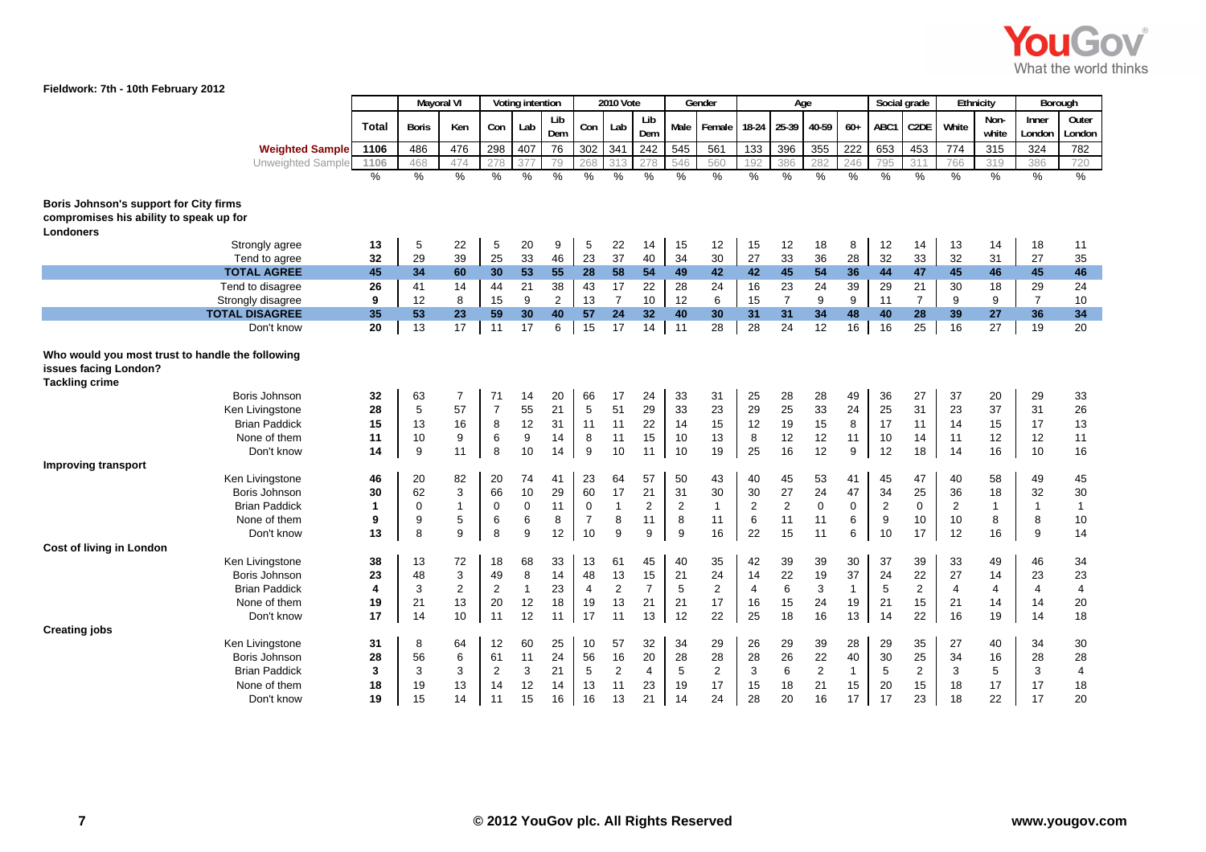Fieldwork: 7th - 10th February 2012

| | Total | Mayoral VI | | Voting intention | | | 2010 Vote | | | Gender | | Age | | | | Social grade | | Ethnicity | | Borough | |
|---|---|---|---|---|---|---|---|---|---|---|---|---|---|---|---|---|---|---|---|---|---|
| | | Boris | Ken | Con | Lab | Lib Dem | Con | Lab | Lib Dem | Male | Female | 18-24 | 25-39 | 40-59 | 60+ | ABC1 | C2DE | White | Non-white | Inner London | Outer London |
| **Weighted Sample** | 1106 | 486 | 476 | 298 | 407 | 76 | 302 | 341 | 242 | 545 | 561 | 133 | 396 | 355 | 222 | 653 | 453 | 774 | 315 | 324 | 782 |
| Unweighted Sample | 1106 | 468 | 474 | 278 | 377 | 79 | 268 | 313 | 278 | 546 | 560 | 192 | 386 | 282 | 246 | 795 | 311 | 766 | 319 | 386 | 720 |
| | % | % | % | % | % | % | % | % | % | % | % | % | % | % | % | % | % | % | % | % | % |
| **Boris Johnson's support for City firms compromises his ability to speak up for Londoners** | | | | | | | | | | | | | | | | | | | | | |
| Strongly agree | 13 | 5 | 22 | 5 | 20 | 9 | 5 | 22 | 14 | 15 | 12 | 15 | 12 | 18 | 8 | 12 | 14 | 13 | 14 | 18 | 11 |
| Tend to agree | 32 | 29 | 39 | 25 | 33 | 46 | 23 | 37 | 40 | 34 | 30 | 27 | 33 | 36 | 28 | 32 | 33 | 32 | 31 | 27 | 35 |
| **TOTAL AGREE** | **45** | **34** | **60** | **30** | **53** | **55** | **28** | **58** | **54** | **49** | **42** | **42** | **45** | **54** | **36** | **44** | **47** | **45** | **46** | **45** | **46** |
| Tend to disagree | 26 | 41 | 14 | 44 | 21 | 38 | 43 | 17 | 22 | 28 | 24 | 16 | 23 | 24 | 39 | 29 | 21 | 30 | 18 | 29 | 24 |
| Strongly disagree | 9 | 12 | 8 | 15 | 9 | 2 | 13 | 7 | 10 | 12 | 6 | 15 | 7 | 9 | 9 | 11 | 7 | 9 | 9 | 7 | 10 |
| **TOTAL DISAGREE** | **35** | **53** | **23** | **59** | **30** | **40** | **57** | **24** | **32** | **40** | **30** | **31** | **31** | **34** | **48** | **40** | **28** | **39** | **27** | **36** | **34** |
| Don't know | 20 | 13 | 17 | 11 | 17 | 6 | 15 | 17 | 14 | 11 | 28 | 28 | 24 | 12 | 16 | 16 | 25 | 16 | 27 | 19 | 20 |
| **Who would you most trust to handle the following issues facing London?** | | | | | | | | | | | | | | | | | | | | | |
| **Tackling crime** | | | | | | | | | | | | | | | | | | | | | |
| Boris Johnson | 32 | 63 | 7 | 71 | 14 | 20 | 66 | 17 | 24 | 33 | 31 | 25 | 28 | 28 | 49 | 36 | 27 | 37 | 20 | 29 | 33 |
| Ken Livingstone | 28 | 5 | 57 | 7 | 55 | 21 | 5 | 51 | 29 | 33 | 23 | 29 | 25 | 33 | 24 | 25 | 31 | 23 | 37 | 31 | 26 |
| Brian Paddick | 15 | 13 | 16 | 8 | 12 | 31 | 11 | 11 | 22 | 14 | 15 | 12 | 19 | 15 | 8 | 17 | 11 | 14 | 15 | 17 | 13 |
| None of them | 11 | 10 | 9 | 6 | 9 | 14 | 8 | 11 | 15 | 10 | 13 | 8 | 12 | 12 | 11 | 10 | 14 | 11 | 12 | 12 | 11 |
| Don't know | 14 | 9 | 11 | 8 | 10 | 14 | 9 | 10 | 11 | 10 | 19 | 25 | 16 | 12 | 9 | 12 | 18 | 14 | 16 | 10 | 16 |
| **Improving transport** | | | | | | | | | | | | | | | | | | | | | |
| Ken Livingstone | 46 | 20 | 82 | 20 | 74 | 41 | 23 | 64 | 57 | 50 | 43 | 40 | 45 | 53 | 41 | 45 | 47 | 40 | 58 | 49 | 45 |
| Boris Johnson | 30 | 62 | 3 | 66 | 10 | 29 | 60 | 17 | 21 | 31 | 30 | 30 | 27 | 24 | 47 | 34 | 25 | 36 | 18 | 32 | 30 |
| Brian Paddick | 1 | 0 | 1 | 0 | 0 | 11 | 0 | 1 | 2 | 2 | 1 | 2 | 2 | 0 | 0 | 2 | 0 | 2 | 1 | 1 | 1 |
| None of them | 9 | 9 | 5 | 6 | 6 | 8 | 7 | 8 | 11 | 8 | 11 | 6 | 11 | 11 | 6 | 9 | 10 | 10 | 8 | 8 | 10 |
| Don't know | 13 | 8 | 9 | 8 | 9 | 12 | 10 | 9 | 9 | 9 | 16 | 22 | 15 | 11 | 6 | 10 | 17 | 12 | 16 | 9 | 14 |
| **Cost of living in London** | | | | | | | | | | | | | | | | | | | | | |
| Ken Livingstone | 38 | 13 | 72 | 18 | 68 | 33 | 13 | 61 | 45 | 40 | 35 | 42 | 39 | 39 | 30 | 37 | 39 | 33 | 49 | 46 | 34 |
| Boris Johnson | 23 | 48 | 3 | 49 | 8 | 14 | 48 | 13 | 15 | 21 | 24 | 14 | 22 | 19 | 37 | 24 | 22 | 27 | 14 | 23 | 23 |
| Brian Paddick | 4 | 3 | 2 | 2 | 1 | 23 | 4 | 2 | 7 | 5 | 2 | 4 | 6 | 3 | 1 | 5 | 2 | 4 | 4 | 4 | 4 |
| None of them | 19 | 21 | 13 | 20 | 12 | 18 | 19 | 13 | 21 | 21 | 17 | 16 | 15 | 24 | 19 | 21 | 15 | 21 | 14 | 14 | 20 |
| Don't know | 17 | 14 | 10 | 11 | 12 | 11 | 17 | 11 | 13 | 12 | 22 | 25 | 18 | 16 | 13 | 14 | 22 | 16 | 19 | 14 | 18 |
| **Creating jobs** | | | | | | | | | | | | | | | | | | | | | |
| Ken Livingstone | 31 | 8 | 64 | 12 | 60 | 25 | 10 | 57 | 32 | 34 | 29 | 26 | 29 | 39 | 28 | 29 | 35 | 27 | 40 | 34 | 30 |
| Boris Johnson | 28 | 56 | 6 | 61 | 11 | 24 | 56 | 16 | 20 | 28 | 28 | 28 | 26 | 22 | 40 | 30 | 25 | 34 | 16 | 28 | 28 |
| Brian Paddick | 3 | 3 | 3 | 2 | 3 | 21 | 5 | 2 | 4 | 5 | 2 | 3 | 6 | 2 | 1 | 5 | 2 | 3 | 5 | 3 | 4 |
| None of them | 18 | 19 | 13 | 14 | 12 | 14 | 13 | 11 | 23 | 19 | 17 | 15 | 18 | 21 | 15 | 20 | 15 | 18 | 17 | 17 | 18 |
| Don't know | 19 | 15 | 14 | 11 | 15 | 16 | 16 | 13 | 21 | 14 | 24 | 28 | 20 | 16 | 17 | 17 | 23 | 18 | 22 | 17 | 20 |